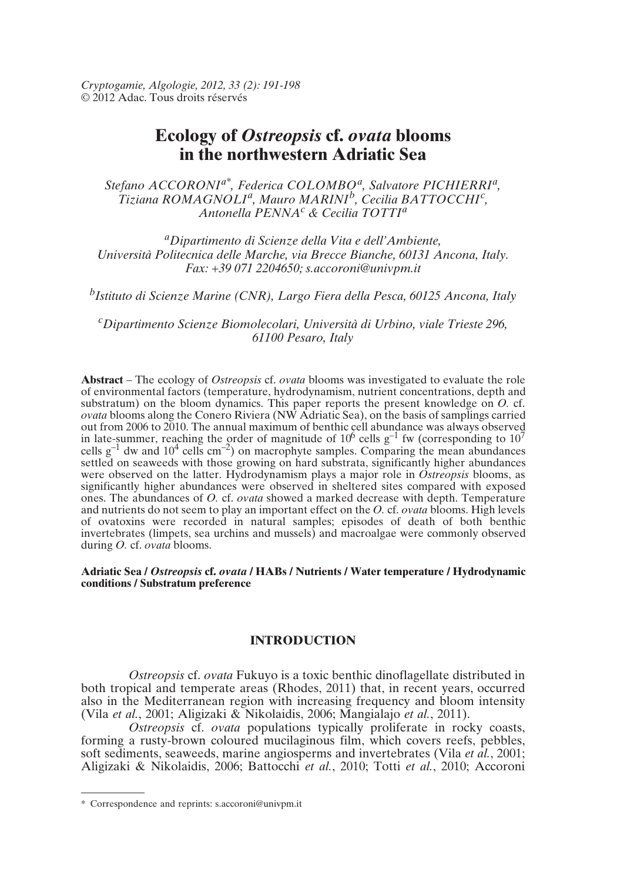# Ecology of *Ostreopsis* cf. *ovata* blooms in the northwestern Adriatic Sea

*Stefano ACCORONI*[a*], *Federica COLOMBO*[a], *Salvatore PICHIERRI*[a], *Tiziana ROMAGNOLI*[a], *Mauro MARINI*[b], *Cecilia BATTOCCHI*[c], *Antonella PENNA*[c] & *Cecilia TOTTI*[a]

[a]*Dipartimento di Scienze della Vita e dell'Ambiente, Università Politecnica delle Marche, via Brecce Bianche, 60131 Ancona, Italy. Fax: +39 071 2204650; s.accoroni@univpm.it*

[b]*Istituto di Scienze Marine (CNR), Largo Fiera della Pesca, 60125 Ancona, Italy*

[c]*Dipartimento Scienze Biomolecolari, Università di Urbino, viale Trieste 296, 61100 Pesaro, Italy*

**Abstract** – The ecology of *Ostreopsis* cf. *ovata* blooms was investigated to evaluate the role of environmental factors (temperature, hydrodynamism, nutrient concentrations, depth and substratum) on the bloom dynamics. This paper reports the present knowledge on *O.* cf. *ovata* blooms along the Conero Riviera (NW Adriatic Sea), on the basis of samplings carried out from 2006 to 2010. The annual maximum of benthic cell abundance was always observed in late-summer, reaching the order of magnitude of $10^6$ cells $g^{-1}$ fw (corresponding to $10^7$ cells $g^{-1}$ dw and $10^4$ cells $cm^{-2}$) on macrophyte samples. Comparing the mean abundances settled on seaweeds with those growing on hard substrata, significantly higher abundances were observed on the latter. Hydrodynamism plays a major role in *Ostreopsis* blooms, as significantly higher abundances were observed in sheltered sites compared with exposed ones. The abundances of *O.* cf. *ovata* showed a marked decrease with depth. Temperature and nutrients do not seem to play an important effect on the *O.* cf. *ovata* blooms. High levels of ovatoxins were recorded in natural samples; episodes of death of both benthic invertebrates (limpets, sea urchins and mussels) and macroalgae were commonly observed during *O.* cf. *ovata* blooms.

**Adriatic Sea / *Ostreopsis* cf. *ovata* / HABs / Nutrients / Water temperature / Hydrodynamic conditions / Substratum preference**

## INTRODUCTION

*Ostreopsis* cf. *ovata* Fukuyo is a toxic benthic dinoflagellate distributed in both tropical and temperate areas (Rhodes, 2011) that, in recent years, occurred also in the Mediterranean region with increasing frequency and bloom intensity (Vila *et al.*, 2001; Aligizaki & Nikolaidis, 2006; Mangialajo *et al.*, 2011).

*Ostreopsis* cf. *ovata* populations typically proliferate in rocky coasts, forming a rusty-brown coloured mucilaginous film, which covers reefs, pebbles, soft sediments, seaweeds, marine angiosperms and invertebrates (Vila *et al.*, 2001; Aligizaki & Nikolaidis, 2006; Battocchi *et al.*, 2010; Totti *et al.*, 2010; Accoroni

\* Correspondence and reprints: s.accoroni@univpm.it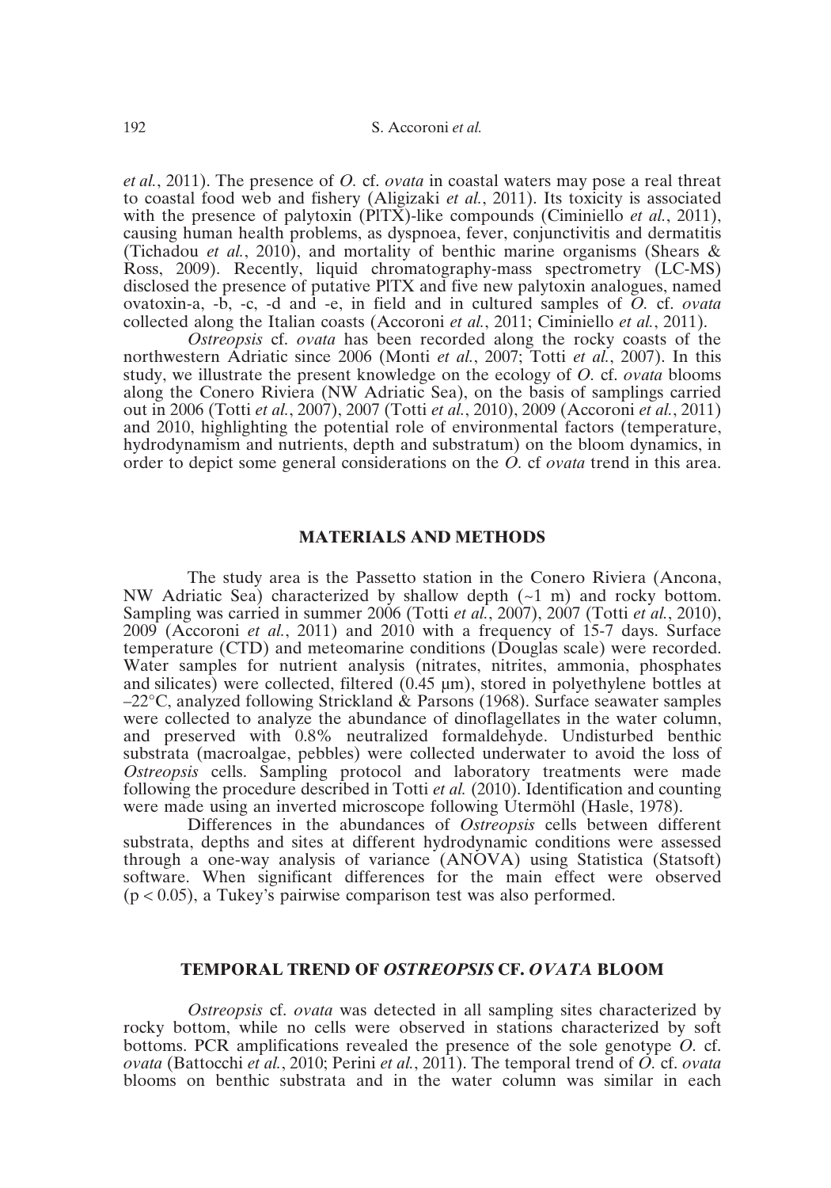*et al.*, 2011). The presence of *O.* cf. *ovata* in coastal waters may pose a real threat to coastal food web and fishery (Aligizaki *et al.*, 2011). Its toxicity is associated with the presence of palytoxin (PlTX)-like compounds (Ciminiello *et al.*, 2011), causing human health problems, as dyspnoea, fever, conjunctivitis and dermatitis (Tichadou *et al.*, 2010), and mortality of benthic marine organisms (Shears & Ross, 2009). Recently, liquid chromatography-mass spectrometry (LC-MS) disclosed the presence of putative PlTX and five new palytoxin analogues, named ovatoxin-a, -b, -c, -d and -e, in field and in cultured samples of *O.* cf. *ovata* collected along the Italian coasts (Accoroni *et al.*, 2011; Ciminiello *et al.*, 2011).

*Ostreopsis* cf. *ovata* has been recorded along the rocky coasts of the northwestern Adriatic since 2006 (Monti *et al.*, 2007; Totti *et al.*, 2007). In this study, we illustrate the present knowledge on the ecology of *O.* cf. *ovata* blooms along the Conero Riviera (NW Adriatic Sea), on the basis of samplings carried out in 2006 (Totti *et al.*, 2007), 2007 (Totti *et al.*, 2010), 2009 (Accoroni *et al.*, 2011) and 2010, highlighting the potential role of environmental factors (temperature, hydrodynamism and nutrients, depth and substratum) on the bloom dynamics, in order to depict some general considerations on the *O.* cf *ovata* trend in this area.

## MATERIALS AND METHODS

The study area is the Passetto station in the Conero Riviera (Ancona, NW Adriatic Sea) characterized by shallow depth (~1 m) and rocky bottom. Sampling was carried in summer 2006 (Totti *et al.*, 2007), 2007 (Totti *et al.*, 2010), 2009 (Accoroni *et al.*, 2011) and 2010 with a frequency of 15-7 days. Surface temperature (CTD) and meteomarine conditions (Douglas scale) were recorded. Water samples for nutrient analysis (nitrates, nitrites, ammonia, phosphates and silicates) were collected, filtered (0.45 µm), stored in polyethylene bottles at –22°C, analyzed following Strickland & Parsons (1968). Surface seawater samples were collected to analyze the abundance of dinoflagellates in the water column, and preserved with 0.8% neutralized formaldehyde. Undisturbed benthic substrata (macroalgae, pebbles) were collected underwater to avoid the loss of *Ostreopsis* cells. Sampling protocol and laboratory treatments were made following the procedure described in Totti *et al.* (2010). Identification and counting were made using an inverted microscope following Utermöhl (Hasle, 1978).

Differences in the abundances of *Ostreopsis* cells between different substrata, depths and sites at different hydrodynamic conditions were assessed through a one-way analysis of variance (ANOVA) using Statistica (Statsoft) software. When significant differences for the main effect were observed ($p < 0.05$), a Tukey's pairwise comparison test was also performed.

## TEMPORAL TREND OF *OSTREOPSIS* CF. *OVATA* BLOOM

*Ostreopsis* cf. *ovata* was detected in all sampling sites characterized by rocky bottom, while no cells were observed in stations characterized by soft bottoms. PCR amplifications revealed the presence of the sole genotype *O.* cf. *ovata* (Battocchi *et al.*, 2010; Perini *et al.*, 2011). The temporal trend of *O.* cf. *ovata* blooms on benthic substrata and in the water column was similar in each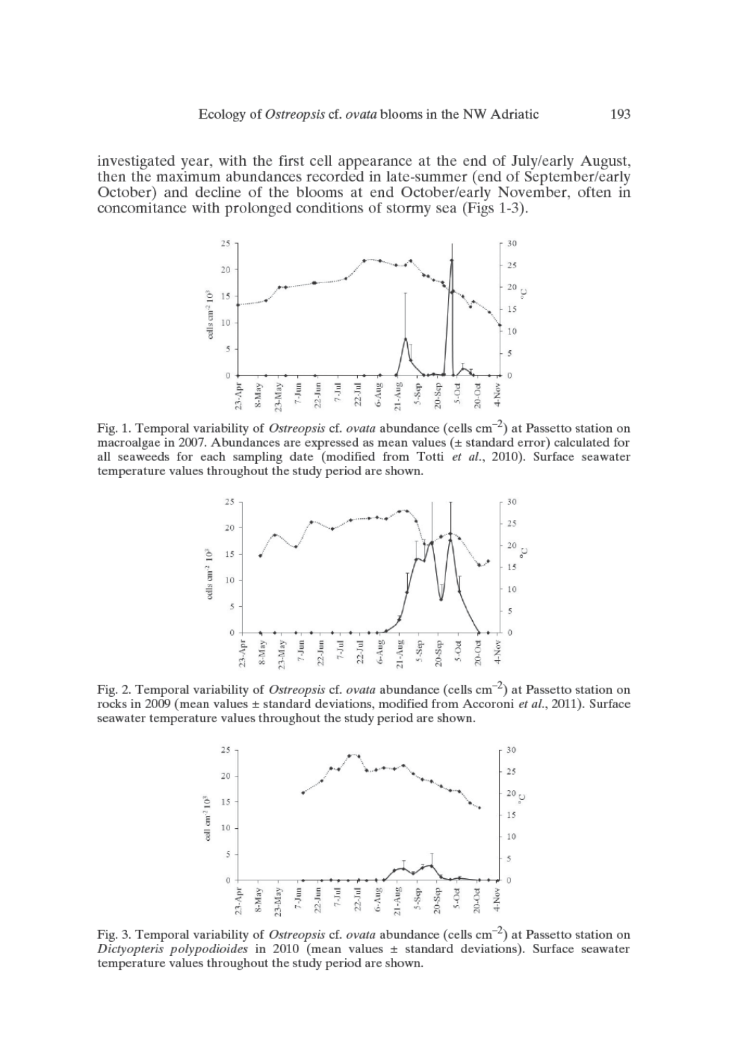investigated year, with the first cell appearance at the end of July/early August, then the maximum abundances recorded in late-summer (end of September/early October) and decline of the blooms at end October/early November, often in concomitance with prolonged conditions of stormy sea (Figs 1-3).

Fig. 1. Temporal variability of *Ostreopsis* cf. *ovata* abundance (cells $cm^{-2}$) at Passetto station on macroalgae in 2007. Abundances are expressed as mean values (± standard error) calculated for all seaweeds for each sampling date (modified from Totti *et al.*, 2010). Surface seawater temperature values throughout the study period are shown.

Fig. 2. Temporal variability of *Ostreopsis* cf. *ovata* abundance (cells $cm^{-2}$) at Passetto station on rocks in 2009 (mean values ± standard deviations, modified from Accoroni *et al.*, 2011). Surface seawater temperature values throughout the study period are shown.

Fig. 3. Temporal variability of *Ostreopsis* cf. *ovata* abundance (cells $cm^{-2}$) at Passetto station on *Dictyopteris polypodioides* in 2010 (mean values ± standard deviations). Surface seawater temperature values throughout the study period are shown.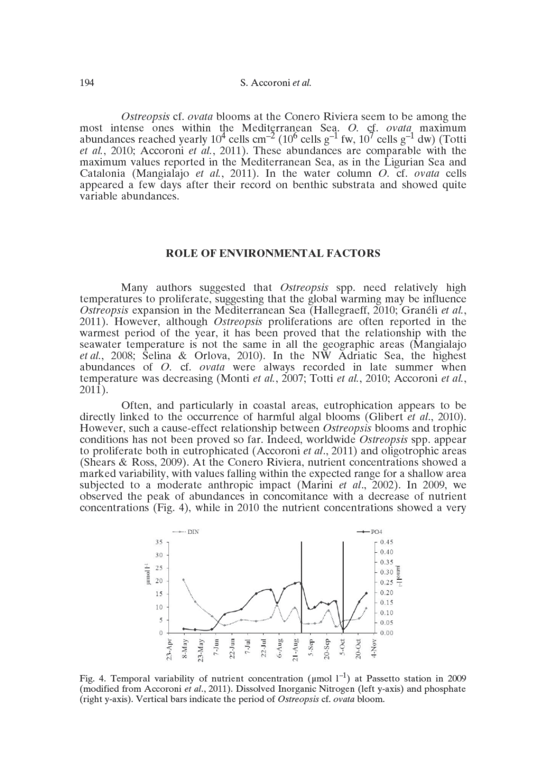*Ostreopsis* cf. *ovata* blooms at the Conero Riviera seem to be among the most intense ones within the Mediterranean Sea. *O.* cf. *ovata* maximum abundances reached yearly $10^4$ cells $cm^{-2}$ ($10^6$ cells $g^{-1}$ fw, $10^7$ cells $g^{-1}$ dw) (Totti *et al.*, 2010; Accoroni *et al.*, 2011). These abundances are comparable with the maximum values reported in the Mediterranean Sea, as in the Ligurian Sea and Catalonia (Mangialajo *et al.*, 2011). In the water column *O.* cf. *ovata* cells appeared a few days after their record on benthic substrata and showed quite variable abundances.

## ROLE OF ENVIRONMENTAL FACTORS

Many authors suggested that *Ostreopsis* spp. need relatively high temperatures to proliferate, suggesting that the global warming may be influence *Ostreopsis* expansion in the Mediterranean Sea (Hallegraeff, 2010; Granéli *et al.*, 2011). However, although *Ostreopsis* proliferations are often reported in the warmest period of the year, it has been proved that the relationship with the seawater temperature is not the same in all the geographic areas (Mangialajo *et al.*, 2008; Selina & Orlova, 2010). In the NW Adriatic Sea, the highest abundances of *O.* cf. *ovata* were always recorded in late summer when temperature was decreasing (Monti *et al.*, 2007; Totti *et al.*, 2010; Accoroni *et al.*, 2011).

Often, and particularly in coastal areas, eutrophication appears to be directly linked to the occurrence of harmful algal blooms (Glibert *et al.*, 2010). However, such a cause-effect relationship between *Ostreopsis* blooms and trophic conditions has not been proved so far. Indeed, worldwide *Ostreopsis* spp. appear to proliferate both in eutrophicated (Accoroni *et al.*, 2011) and oligotrophic areas (Shears & Ross, 2009). At the Conero Riviera, nutrient concentrations showed a marked variability, with values falling within the expected range for a shallow area subjected to a moderate anthropic impact (Marini *et al.*, 2002). In 2009, we observed the peak of abundances in concomitance with a decrease of nutrient concentrations (Fig. 4), while in 2010 the nutrient concentrations showed a very

Fig. 4. Temporal variability of nutrient concentration (µmol $l^{-1}$) at Passetto station in 2009 (modified from Accoroni *et al.*, 2011). Dissolved Inorganic Nitrogen (left y-axis) and phosphate (right y-axis). Vertical bars indicate the period of *Ostreopsis* cf. *ovata* bloom.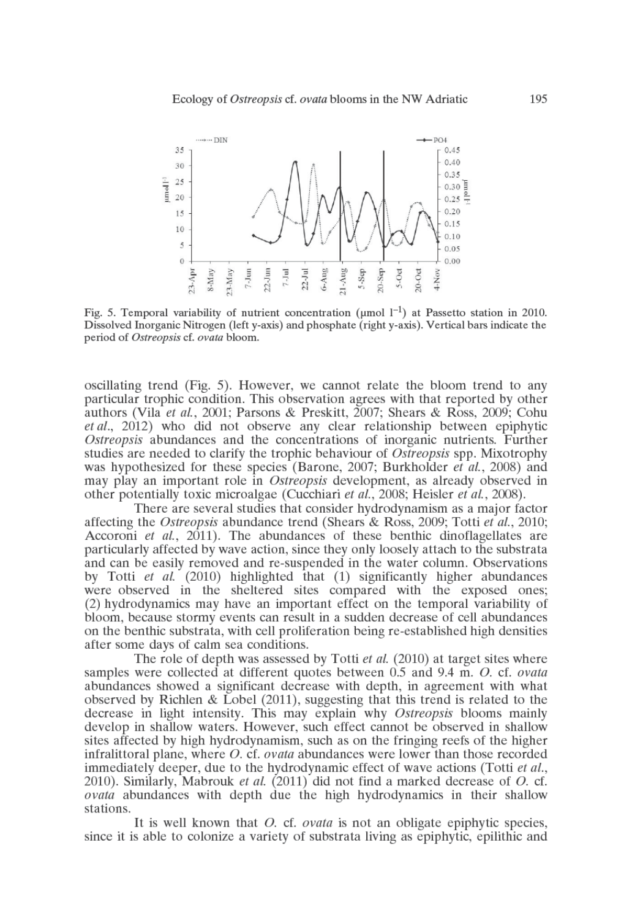Fig. 5. Temporal variability of nutrient concentration (µmol $l^{-1}$) at Passetto station in 2010. Dissolved Inorganic Nitrogen (left y-axis) and phosphate (right y-axis). Vertical bars indicate the period of *Ostreopsis* cf. *ovata* bloom.

oscillating trend (Fig. 5). However, we cannot relate the bloom trend to any particular trophic condition. This observation agrees with that reported by other authors (Vila *et al.*, 2001; Parsons & Preskitt, 2007; Shears & Ross, 2009; Cohu *et al*., 2012) who did not observe any clear relationship between epiphytic *Ostreopsis* abundances and the concentrations of inorganic nutrients. Further studies are needed to clarify the trophic behaviour of *Ostreopsis* spp. Mixotrophy was hypothesized for these species (Barone, 2007; Burkholder *et al.*, 2008) and may play an important role in *Ostreopsis* development, as already observed in other potentially toxic microalgae (Cucchiari *et al.*, 2008; Heisler *et al.*, 2008).

There are several studies that consider hydrodynamism as a major factor affecting the *Ostreopsis* abundance trend (Shears & Ross, 2009; Totti *et al.*, 2010; Accoroni *et al.*, 2011). The abundances of these benthic dinoflagellates are particularly affected by wave action, since they only loosely attach to the substrata and can be easily removed and re-suspended in the water column. Observations by Totti *et al.* (2010) highlighted that (1) significantly higher abundances were observed in the sheltered sites compared with the exposed ones; (2) hydrodynamics may have an important effect on the temporal variability of bloom, because stormy events can result in a sudden decrease of cell abundances on the benthic substrata, with cell proliferation being re-established high densities after some days of calm sea conditions.

The role of depth was assessed by Totti *et al.* (2010) at target sites where samples were collected at different quotes between 0.5 and 9.4 m. *O.* cf. *ovata* abundances showed a significant decrease with depth, in agreement with what observed by Richlen & Lobel (2011), suggesting that this trend is related to the decrease in light intensity. This may explain why *Ostreopsis* blooms mainly develop in shallow waters. However, such effect cannot be observed in shallow sites affected by high hydrodynamism, such as on the fringing reefs of the higher infralittoral plane, where *O.* cf. *ovata* abundances were lower than those recorded immediately deeper, due to the hydrodynamic effect of wave actions (Totti *et al.*, 2010). Similarly, Mabrouk *et al.* (2011) did not find a marked decrease of *O.* cf. *ovata* abundances with depth due the high hydrodynamics in their shallow stations.

It is well known that *O.* cf. *ovata* is not an obligate epiphytic species, since it is able to colonize a variety of substrata living as epiphytic, epilithic and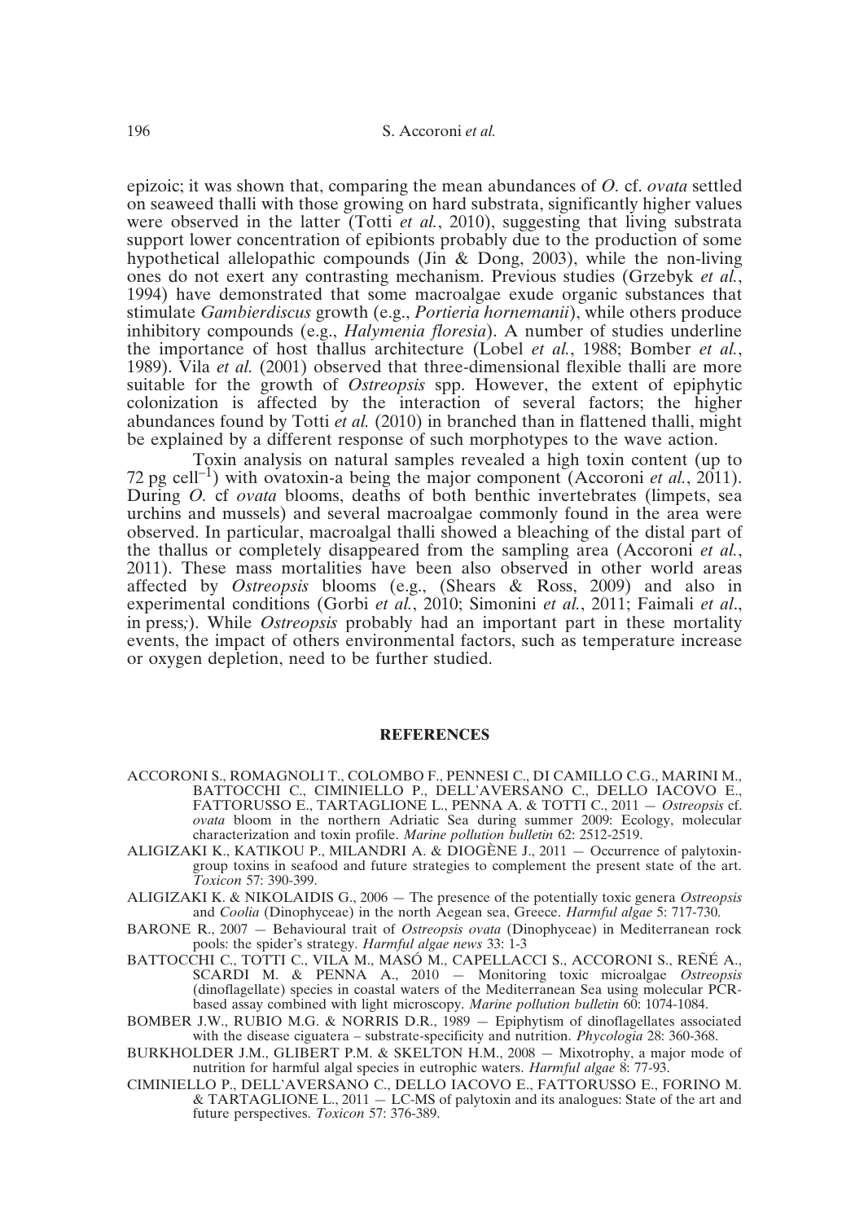epizoic; it was shown that, comparing the mean abundances of *O.* cf. *ovata* settled on seaweed thalli with those growing on hard substrata, significantly higher values were observed in the latter (Totti *et al.*, 2010), suggesting that living substrata support lower concentration of epibionts probably due to the production of some hypothetical allelopathic compounds (Jin & Dong, 2003), while the non-living ones do not exert any contrasting mechanism. Previous studies (Grzebyk *et al.*, 1994) have demonstrated that some macroalgae exude organic substances that stimulate *Gambierdiscus* growth (e.g., *Portieria hornemanii*), while others produce inhibitory compounds (e.g., *Halymenia floresia*). A number of studies underline the importance of host thallus architecture (Lobel *et al.*, 1988; Bomber *et al.*, 1989). Vila *et al.* (2001) observed that three-dimensional flexible thalli are more suitable for the growth of *Ostreopsis* spp. However, the extent of epiphytic colonization is affected by the interaction of several factors; the higher abundances found by Totti *et al.* (2010) in branched than in flattened thalli, might be explained by a different response of such morphotypes to the wave action.

Toxin analysis on natural samples revealed a high toxin content (up to 72 pg cell$^{-1}$) with ovatoxin-a being the major component (Accoroni *et al.*, 2011). During *O.* cf *ovata* blooms, deaths of both benthic invertebrates (limpets, sea urchins and mussels) and several macroalgae commonly found in the area were observed. In particular, macroalgal thalli showed a bleaching of the distal part of the thallus or completely disappeared from the sampling area (Accoroni *et al.*, 2011). These mass mortalities have been also observed in other world areas affected by *Ostreopsis* blooms (e.g., (Shears & Ross, 2009) and also in experimental conditions (Gorbi *et al.*, 2010; Simonini *et al.*, 2011; Faimali *et al*., in press;). While *Ostreopsis* probably had an important part in these mortality events, the impact of others environmental factors, such as temperature increase or oxygen depletion, need to be further studied.

## REFERENCES

ACCORONI S., ROMAGNOLI T., COLOMBO F., PENNESI C., DI CAMILLO C.G., MARINI M., BATTOCCHI C., CIMINIELLO P., DELL'AVERSANO C., DELLO IACOVO E., FATTORUSSO E., TARTAGLIONE L., PENNA A. & TOTTI C., 2011 — *Ostreopsis* cf. *ovata* bloom in the northern Adriatic Sea during summer 2009: Ecology, molecular characterization and toxin profile. *Marine pollution bulletin* 62: 2512-2519.

ALIGIZAKI K., KATIKOU P., MILANDRI A. & DIOGÈNE J., 2011 — Occurrence of palytoxin-group toxins in seafood and future strategies to complement the present state of the art. *Toxicon* 57: 390-399.

ALIGIZAKI K. & NIKOLAIDIS G., 2006 — The presence of the potentially toxic genera *Ostreopsis* and *Coolia* (Dinophyceae) in the north Aegean sea, Greece. *Harmful algae* 5: 717-730.

BARONE R., 2007 — Behavioural trait of *Ostreopsis ovata* (Dinophyceae) in Mediterranean rock pools: the spider's strategy. *Harmful algae news* 33: 1-3

BATTOCCHI C., TOTTI C., VILA M., MASÓ M., CAPELLACCI S., ACCORONI S., REÑÉ A., SCARDI M. & PENNA A., 2010 — Monitoring toxic microalgae *Ostreopsis* (dinoflagellate) species in coastal waters of the Mediterranean Sea using molecular PCR-based assay combined with light microscopy. *Marine pollution bulletin* 60: 1074-1084.

BOMBER J.W., RUBIO M.G. & NORRIS D.R., 1989 — Epiphytism of dinoflagellates associated with the disease ciguatera – substrate-specificity and nutrition. *Phycologia* 28: 360-368.

BURKHOLDER J.M., GLIBERT P.M. & SKELTON H.M., 2008 — Mixotrophy, a major mode of nutrition for harmful algal species in eutrophic waters. *Harmful algae* 8: 77-93.

CIMINIELLO P., DELL'AVERSANO C., DELLO IACOVO E., FATTORUSSO E., FORINO M. & TARTAGLIONE L., 2011 — LC-MS of palytoxin and its analogues: State of the art and future perspectives. *Toxicon* 57: 376-389.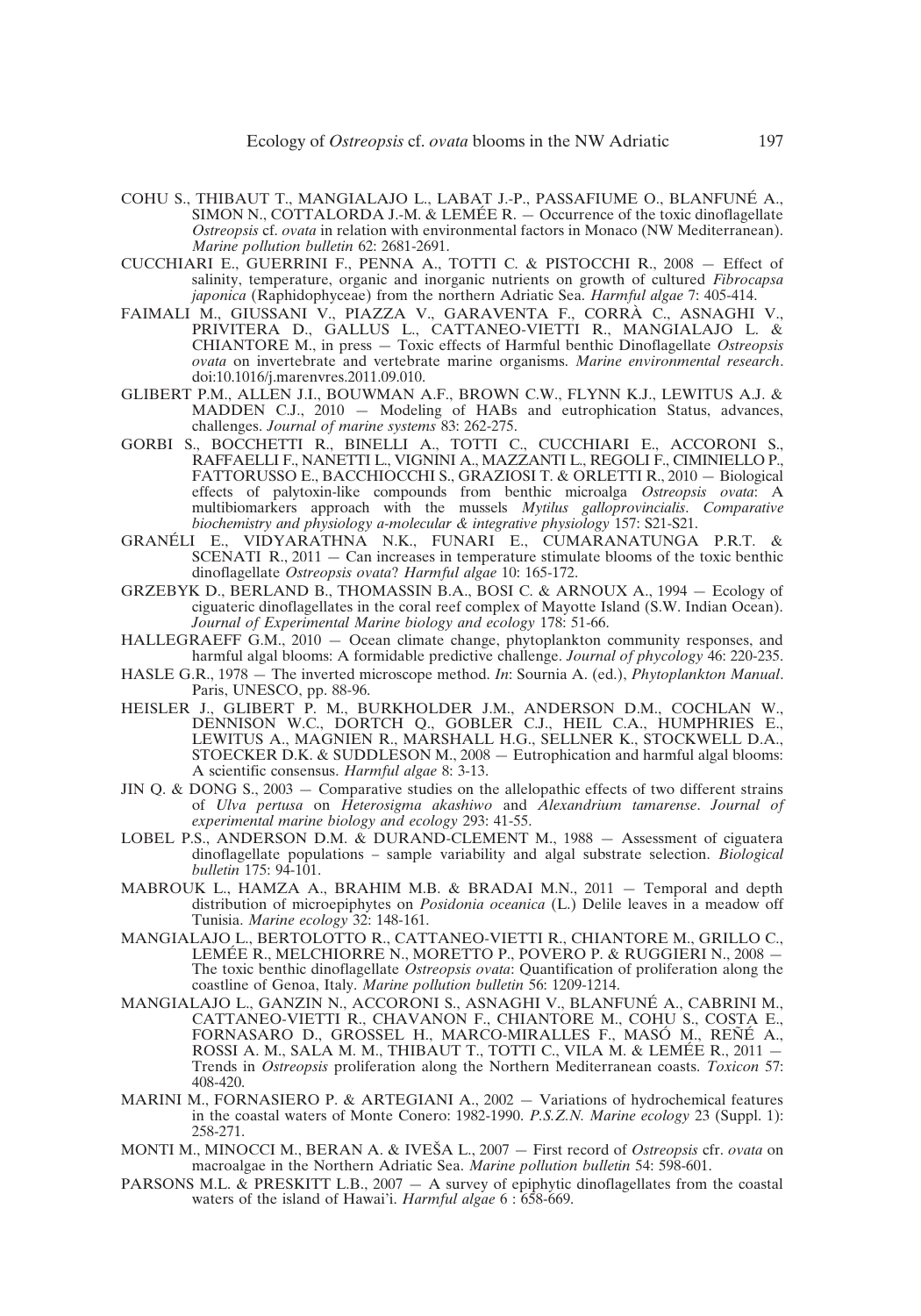COHU S., THIBAUT T., MANGIALAJO L., LABAT J.-P., PASSAFIUME O., BLANFUNÉ A., SIMON N., COTTALORDA J.-M. & LEMÉE R. — Occurrence of the toxic dinoflagellate *Ostreopsis* cf. *ovata* in relation with environmental factors in Monaco (NW Mediterranean). *Marine pollution bulletin* 62: 2681-2691.

CUCCHIARI E., GUERRINI F., PENNA A., TOTTI C. & PISTOCCHI R., 2008 — Effect of salinity, temperature, organic and inorganic nutrients on growth of cultured *Fibrocapsa japonica* (Raphidophyceae) from the northern Adriatic Sea. *Harmful algae* 7: 405-414.

FAIMALI M., GIUSSANI V., PIAZZA V., GARAVENTA F., CORRÀ C., ASNAGHI V., PRIVITERA D., GALLUS L., CATTANEO-VIETTI R., MANGIALAJO L. & CHIANTORE M., in press — Toxic effects of Harmful benthic Dinoflagellate *Ostreopsis ovata* on invertebrate and vertebrate marine organisms. *Marine environmental research*. doi:10.1016/j.marenvres.2011.09.010.

GLIBERT P.M., ALLEN J.I., BOUWMAN A.F., BROWN C.W., FLYNN K.J., LEWITUS A.J. & MADDEN C.J., 2010 — Modeling of HABs and eutrophication Status, advances, challenges. *Journal of marine systems* 83: 262-275.

GORBI S., BOCCHETTI R., BINELLI A., TOTTI C., CUCCHIARI E., ACCORONI S., RAFFAELLI F., NANETTI L., VIGNINI A., MAZZANTI L., REGOLI F., CIMINIELLO P., FATTORUSSO E., BACCHIOCCHI S., GRAZIOSI T. & ORLETTI R., 2010 — Biological effects of palytoxin-like compounds from benthic microalga *Ostreopsis ovata*: A multibiomarkers approach with the mussels *Mytilus galloprovincialis*. *Comparative biochemistry and physiology a-molecular & integrative physiology* 157: S21-S21.

GRANÉLI E., VIDYARATHNA N.K., FUNARI E., CUMARANATUNGA P.R.T. & SCENATI R., 2011 — Can increases in temperature stimulate blooms of the toxic benthic dinoflagellate *Ostreopsis ovata*? *Harmful algae* 10: 165-172.

GRZEBYK D., BERLAND B., THOMASSIN B.A., BOSI C. & ARNOUX A., 1994 — Ecology of ciguateric dinoflagellates in the coral reef complex of Mayotte Island (S.W. Indian Ocean). *Journal of Experimental Marine biology and ecology* 178: 51-66.

HALLEGRAEFF G.M., 2010 — Ocean climate change, phytoplankton community responses, and harmful algal blooms: A formidable predictive challenge. *Journal of phycology* 46: 220-235.

HASLE G.R., 1978 — The inverted microscope method. *In*: Sournia A. (ed.), *Phytoplankton Manual*. Paris, UNESCO, pp. 88-96.

HEISLER J., GLIBERT P. M., BURKHOLDER J.M., ANDERSON D.M., COCHLAN W., DENNISON W.C., DORTCH Q., GOBLER C.J., HEIL C.A., HUMPHRIES E., LEWITUS A., MAGNIEN R., MARSHALL H.G., SELLNER K., STOCKWELL D.A., STOECKER D.K. & SUDDLESON M., 2008 — Eutrophication and harmful algal blooms: A scientific consensus. *Harmful algae* 8: 3-13.

JIN Q. & DONG S., 2003 — Comparative studies on the allelopathic effects of two different strains of *Ulva pertusa* on *Heterosigma akashiwo* and *Alexandrium tamarense*. *Journal of experimental marine biology and ecology* 293: 41-55.

LOBEL P.S., ANDERSON D.M. & DURAND-CLEMENT M., 1988 — Assessment of ciguatera dinoflagellate populations – sample variability and algal substrate selection. *Biological bulletin* 175: 94-101.

MABROUK L., HAMZA A., BRAHIM M.B. & BRADAI M.N., 2011 — Temporal and depth distribution of microepiphytes on *Posidonia oceanica* (L.) Delile leaves in a meadow off Tunisia. *Marine ecology* 32: 148-161.

MANGIALAJO L., BERTOLOTTO R., CATTANEO-VIETTI R., CHIANTORE M., GRILLO C., LEMÉE R., MELCHIORRE N., MORETTO P., POVERO P. & RUGGIERI N., 2008 — The toxic benthic dinoflagellate *Ostreopsis ovata*: Quantification of proliferation along the coastline of Genoa, Italy. *Marine pollution bulletin* 56: 1209-1214.

MANGIALAJO L., GANZIN N., ACCORONI S., ASNAGHI V., BLANFUNÉ A., CABRINI M., CATTANEO-VIETTI R., CHAVANON F., CHIANTORE M., COHU S., COSTA E., FORNASARO D., GROSSEL H., MARCO-MIRALLES F., MASÓ M., REÑÉ A., ROSSI A. M., SALA M. M., THIBAUT T., TOTTI C., VILA M. & LEMÉE R., 2011 — Trends in *Ostreopsis* proliferation along the Northern Mediterranean coasts. *Toxicon* 57: 408-420.

MARINI M., FORNASIERO P. & ARTEGIANI A., 2002 — Variations of hydrochemical features in the coastal waters of Monte Conero: 1982-1990. *P.S.Z.N. Marine ecology* 23 (Suppl. 1): 258-271.

MONTI M., MINOCCI M., BERAN A. & IVEŠA L., 2007 — First record of *Ostreopsis* cfr. *ovata* on macroalgae in the Northern Adriatic Sea. *Marine pollution bulletin* 54: 598-601.

PARSONS M.L. & PRESKITT L.B., 2007 — A survey of epiphytic dinoflagellates from the coastal waters of the island of Hawai'i. *Harmful algae* 6 : 658-669.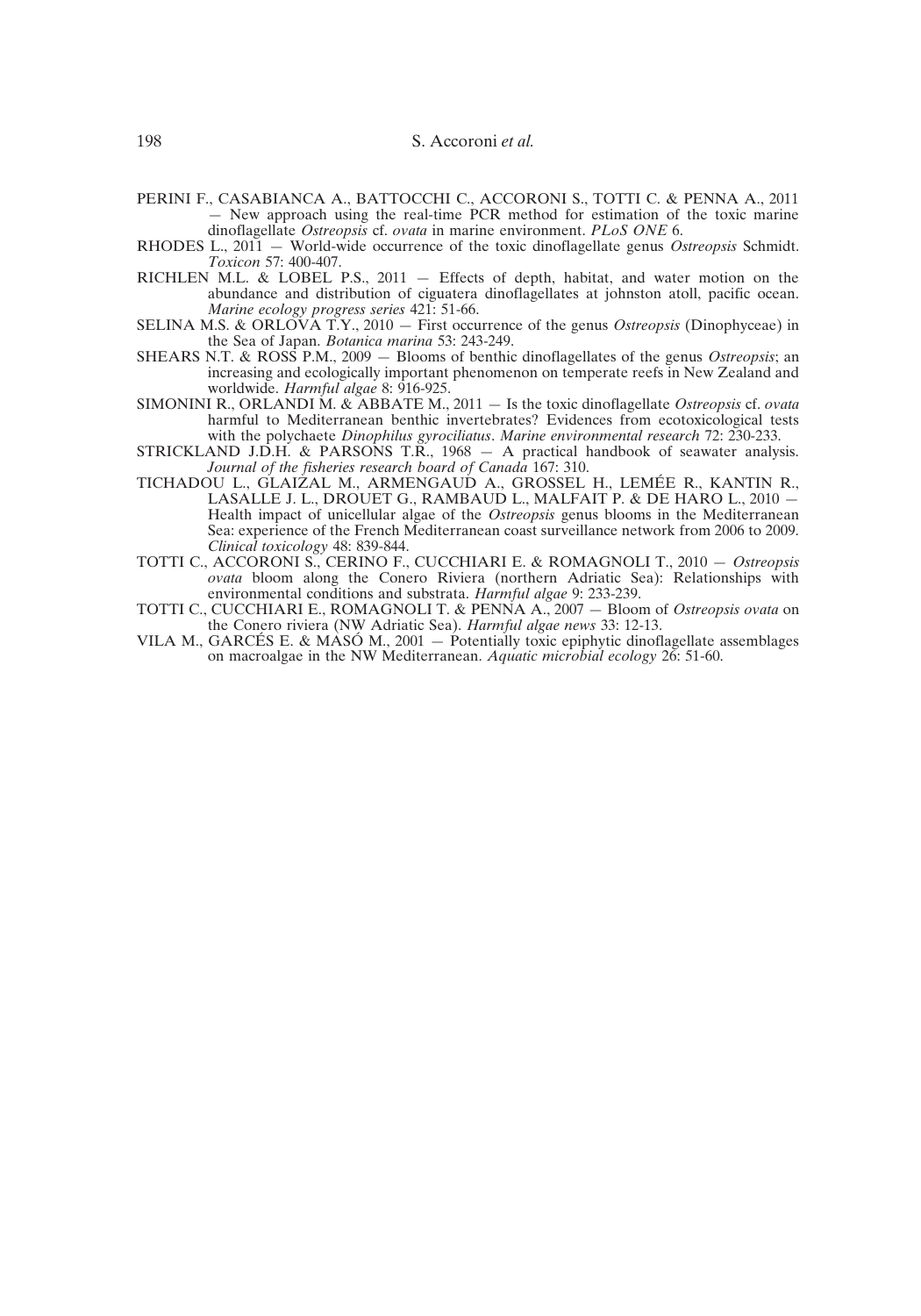PERINI F., CASABIANCA A., BATTOCCHI C., ACCORONI S., TOTTI C. & PENNA A., 2011 — New approach using the real-time PCR method for estimation of the toxic marine dinoflagellate *Ostreopsis* cf. *ovata* in marine environment. *PLoS ONE* 6.

RHODES L., 2011 — World-wide occurrence of the toxic dinoflagellate genus *Ostreopsis* Schmidt. *Toxicon* 57: 400-407.

RICHLEN M.L. & LOBEL P.S., 2011 — Effects of depth, habitat, and water motion on the abundance and distribution of ciguatera dinoflagellates at johnston atoll, pacific ocean. *Marine ecology progress series* 421: 51-66.

SELINA M.S. & ORLOVA T.Y., 2010 — First occurrence of the genus *Ostreopsis* (Dinophyceae) in the Sea of Japan. *Botanica marina* 53: 243-249.

SHEARS N.T. & ROSS P.M., 2009 — Blooms of benthic dinoflagellates of the genus *Ostreopsis*; an increasing and ecologically important phenomenon on temperate reefs in New Zealand and worldwide. *Harmful algae* 8: 916-925.

SIMONINI R., ORLANDI M. & ABBATE M., 2011 — Is the toxic dinoflagellate *Ostreopsis* cf. *ovata* harmful to Mediterranean benthic invertebrates? Evidences from ecotoxicological tests with the polychaete *Dinophilus gyrociliatus*. *Marine environmental research* 72: 230-233.

STRICKLAND J.D.H. & PARSONS T.R., 1968 — A practical handbook of seawater analysis. *Journal of the fisheries research board of Canada* 167: 310.

TICHADOU L., GLAIZAL M., ARMENGAUD A., GROSSEL H., LEMÉE R., KANTIN R., LASALLE J. L., DROUET G., RAMBAUD L., MALFAIT P. & DE HARO L., 2010 — Health impact of unicellular algae of the *Ostreopsis* genus blooms in the Mediterranean Sea: experience of the French Mediterranean coast surveillance network from 2006 to 2009. *Clinical toxicology* 48: 839-844.

TOTTI C., ACCORONI S., CERINO F., CUCCHIARI E. & ROMAGNOLI T., 2010 — *Ostreopsis ovata* bloom along the Conero Riviera (northern Adriatic Sea): Relationships with environmental conditions and substrata. *Harmful algae* 9: 233-239.

TOTTI C., CUCCHIARI E., ROMAGNOLI T. & PENNA A., 2007 — Bloom of *Ostreopsis ovata* on the Conero riviera (NW Adriatic Sea). *Harmful algae news* 33: 12-13.

VILA M., GARCÉS E. & MASÓ M., 2001 — Potentially toxic epiphytic dinoflagellate assemblages on macroalgae in the NW Mediterranean. *Aquatic microbial ecology* 26: 51-60.